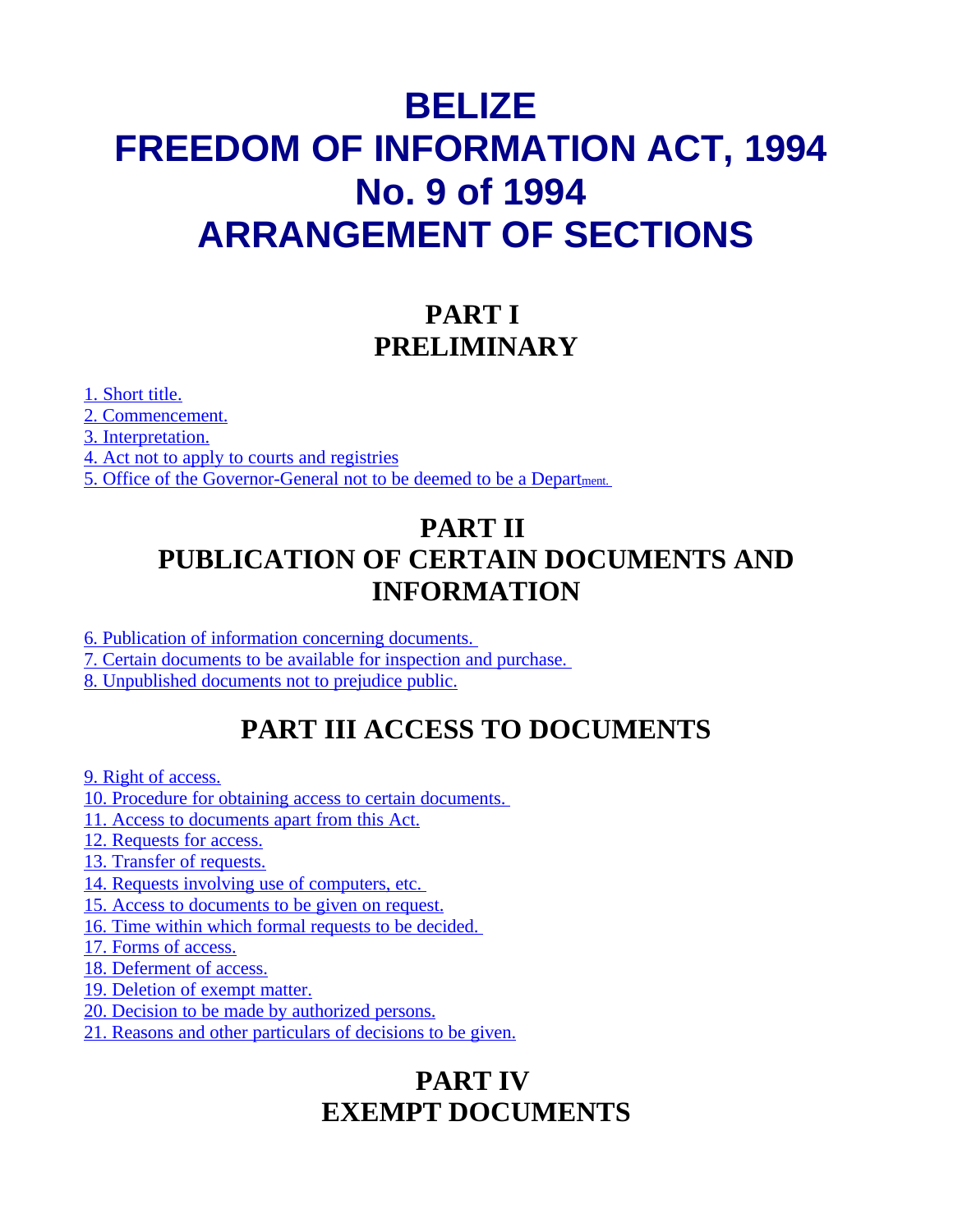# BELIZE
# FREEDOM OF INFORMATION ACT, 1994
# No. 9 of 1994
# ARRANGEMENT OF SECTIONS

## PART I
## PRELIMINARY

1. Short title.
2. Commencement.
3. Interpretation.
4. Act not to apply to courts and registries
5. Office of the Governor-General not to be deemed to be a Department.

## PART II
## PUBLICATION OF CERTAIN DOCUMENTS AND INFORMATION

6. Publication of information concerning documents.
7. Certain documents to be available for inspection and purchase.
8. Unpublished documents not to prejudice public.

## PART III ACCESS TO DOCUMENTS

9. Right of access.
10. Procedure for obtaining access to certain documents.
11. Access to documents apart from this Act.
12. Requests for access.
13. Transfer of requests.
14. Requests involving use of computers, etc.
15. Access to documents to be given on request.
16. Time within which formal requests to be decided.
17. Forms of access.
18. Deferment of access.
19. Deletion of exempt matter.
20. Decision to be made by authorized persons.
21. Reasons and other particulars of decisions to be given.

## PART IV
## EXEMPT DOCUMENTS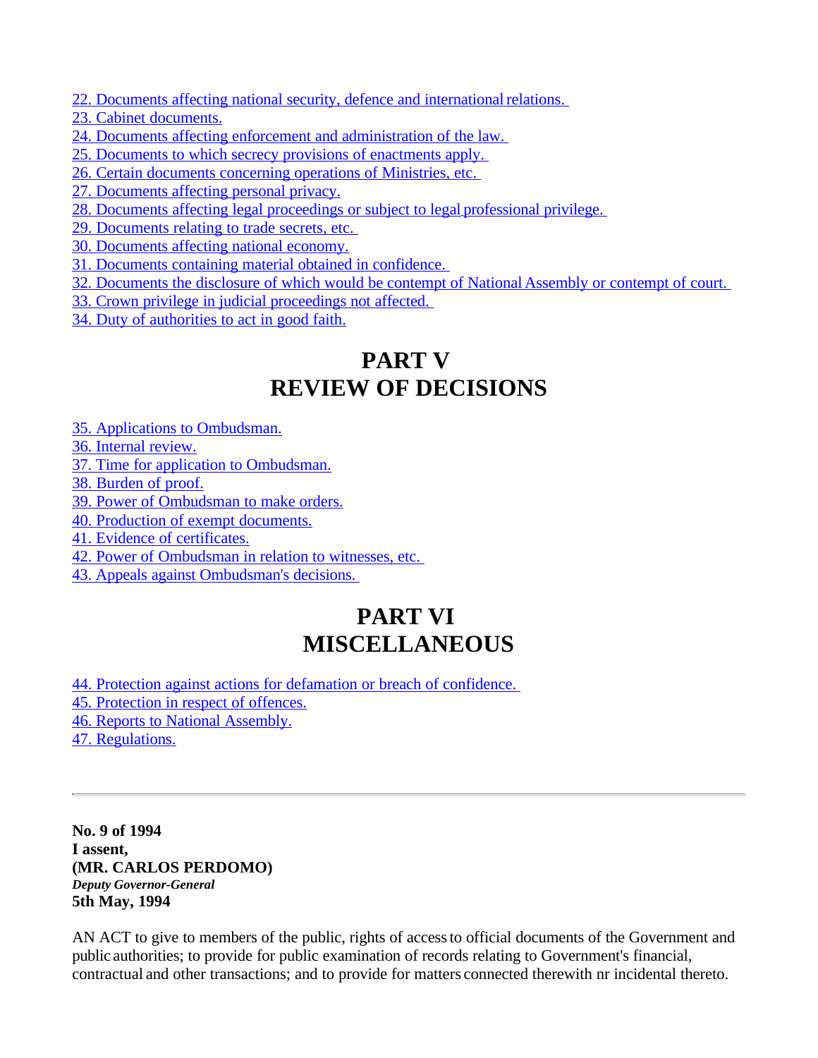22. Documents affecting national security, defence and international relations.
23. Cabinet documents.
24. Documents affecting enforcement and administration of the law.
25. Documents to which secrecy provisions of enactments apply.
26. Certain documents concerning operations of Ministries, etc.
27. Documents affecting personal privacy.
28. Documents affecting legal proceedings or subject to legal professional privilege.
29. Documents relating to trade secrets, etc.
30. Documents affecting national economy.
31. Documents containing material obtained in confidence.
32. Documents the disclosure of which would be contempt of National Assembly or contempt of court.
33. Crown privilege in judicial proceedings not affected.
34. Duty of authorities to act in good faith.

## PART V
## REVIEW OF DECISIONS

35. Applications to Ombudsman.
36. Internal review.
37. Time for application to Ombudsman.
38. Burden of proof.
39. Power of Ombudsman to make orders.
40. Production of exempt documents.
41. Evidence of certificates.
42. Power of Ombudsman in relation to witnesses, etc.
43. Appeals against Ombudsman's decisions.

## PART VI
## MISCELLANEOUS

44. Protection against actions for defamation or breach of confidence.
45. Protection in respect of offences.
46. Reports to National Assembly.
47. Regulations.

---

**No. 9 of 1994**
**I assent,**
**(MR. CARLOS PERDOMO)**
***Deputy Governor-General***
**5th May, 1994**

AN ACT to give to members of the public, rights of access to official documents of the Government and public authorities; to provide for public examination of records relating to Government's financial, contractual and other transactions; and to provide for matters connected therewith nr incidental thereto.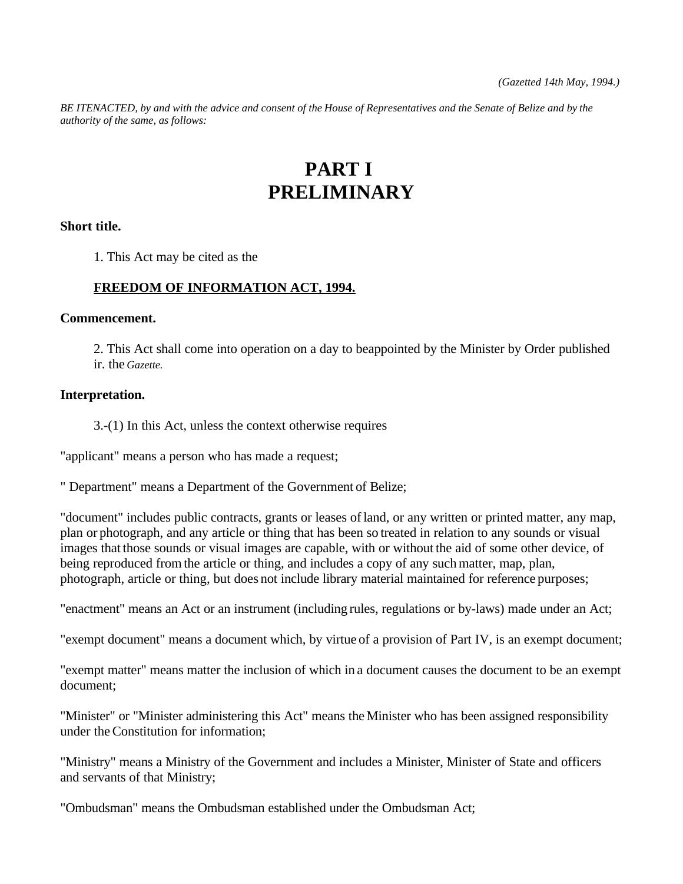*(Gazetted 14th May, 1994.)*

*BE ITENACTED, by and with the advice and consent of the House of Representatives and the Senate of Belize and by the authority of the same, as follows:*

# PART I
# PRELIMINARY

**Short title.**

1. This Act may be cited as the

**FREEDOM OF INFORMATION ACT, 1994.**

**Commencement.**

2. This Act shall come into operation on a day to beappointed by the Minister by Order published ir. the *Gazette.*

**Interpretation.**

3.-(1) In this Act, unless the context otherwise requires

"applicant" means a person who has made a request;

" Department" means a Department of the Government of Belize;

"document" includes public contracts, grants or leases of land, or any written or printed matter, any map, plan or photograph, and any article or thing that has been so treated in relation to any sounds or visual images that those sounds or visual images are capable, with or without the aid of some other device, of being reproduced from the article or thing, and includes a copy of any such matter, map, plan, photograph, article or thing, but does not include library material maintained for reference purposes;

"enactment" means an Act or an instrument (including rules, regulations or by-laws) made under an Act;

"exempt document" means a document which, by virtue of a provision of Part IV, is an exempt document;

"exempt matter" means matter the inclusion of which in a document causes the document to be an exempt document;

"Minister" or "Minister administering this Act" means the Minister who has been assigned responsibility under the Constitution for information;

"Ministry" means a Ministry of the Government and includes a Minister, Minister of State and officers and servants of that Ministry;

"Ombudsman" means the Ombudsman established under the Ombudsman Act;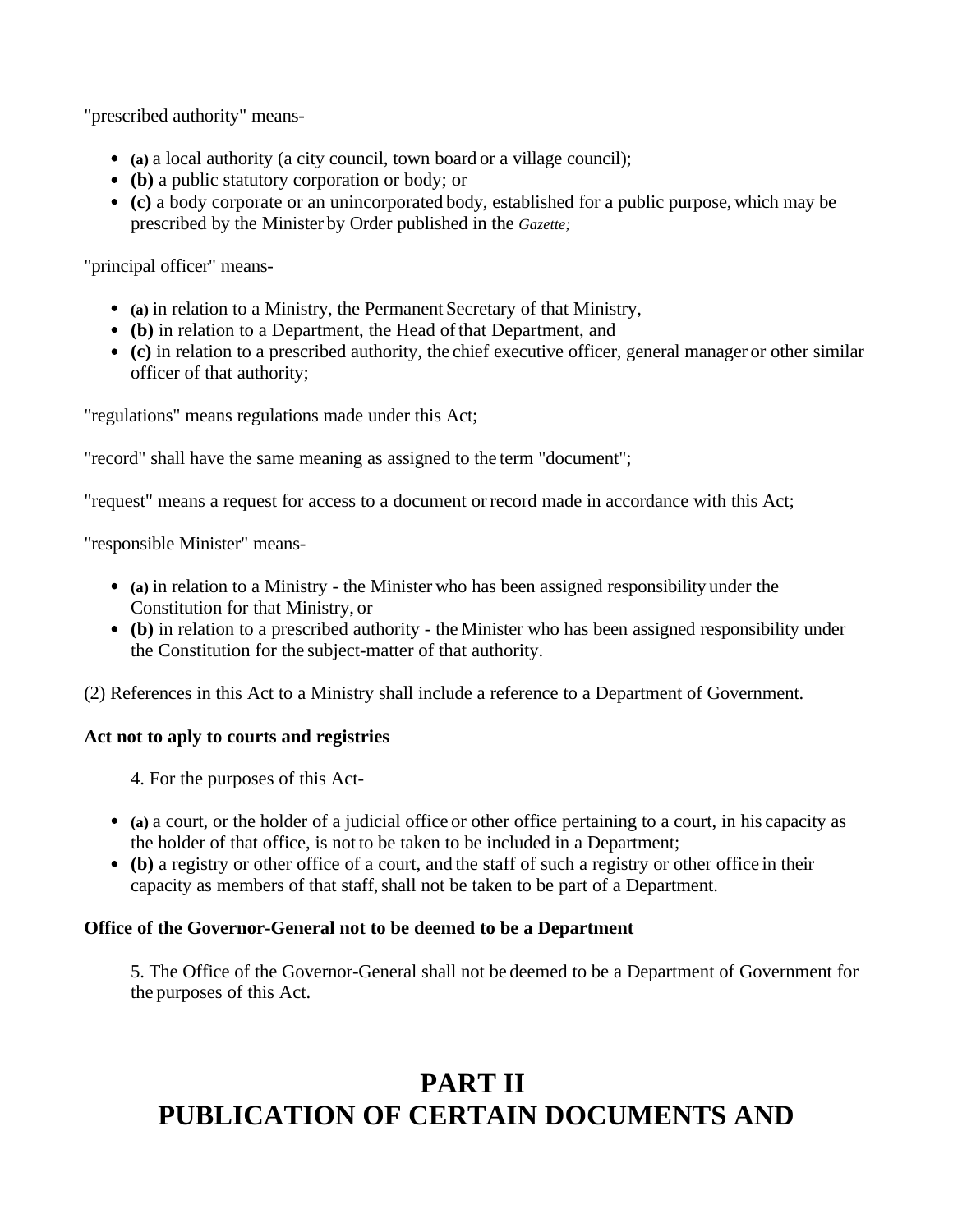"prescribed authority" means-

- **(a)** a local authority (a city council, town board or a village council);
- **(b)** a public statutory corporation or body; or
- **(c)** a body corporate or an unincorporated body, established for a public purpose, which may be prescribed by the Minister by Order published in the *Gazette;*

"principal officer" means-

- **(a)** in relation to a Ministry, the Permanent Secretary of that Ministry,
- **(b)** in relation to a Department, the Head of that Department, and
- **(c)** in relation to a prescribed authority, the chief executive officer, general manager or other similar officer of that authority;

"regulations" means regulations made under this Act;

"record" shall have the same meaning as assigned to the term "document";

"request" means a request for access to a document or record made in accordance with this Act;

"responsible Minister" means-

- **(a)** in relation to a Ministry - the Minister who has been assigned responsibility under the Constitution for that Ministry, or
- **(b)** in relation to a prescribed authority - the Minister who has been assigned responsibility under the Constitution for the subject-matter of that authority.

(2) References in this Act to a Ministry shall include a reference to a Department of Government.

**Act not to aply to courts and registries**

4. For the purposes of this Act-

- **(a)** a court, or the holder of a judicial office or other office pertaining to a court, in his capacity as the holder of that office, is not to be taken to be included in a Department;
- **(b)** a registry or other office of a court, and the staff of such a registry or other office in their capacity as members of that staff, shall not be taken to be part of a Department.

**Office of the Governor-General not to be deemed to be a Department**

5. The Office of the Governor-General shall not be deemed to be a Department of Government for the purposes of this Act.

# PART II
# PUBLICATION OF CERTAIN DOCUMENTS AND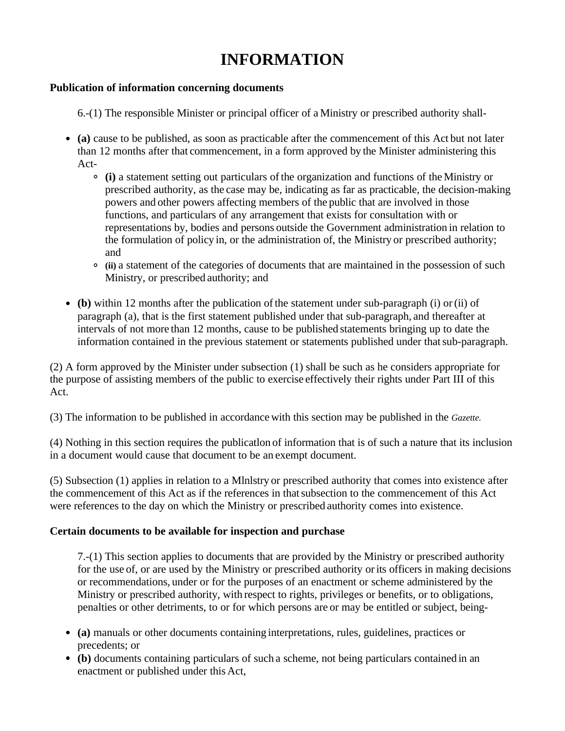# INFORMATION

**Publication of information concerning documents**

6.-(1) The responsible Minister or principal officer of a Ministry or prescribed authority shall-

- **(a)** cause to be published, as soon as practicable after the commencement of this Act but not later than 12 months after that commencement, in a form approved by the Minister administering this Act-
  - **(i)** a statement setting out particulars of the organization and functions of the Ministry or prescribed authority, as the case may be, indicating as far as practicable, the decision-making powers and other powers affecting members of the public that are involved in those functions, and particulars of any arrangement that exists for consultation with or representations by, bodies and persons outside the Government administration in relation to the formulation of policy in, or the administration of, the Ministry or prescribed authority; and
  - **(ii)** a statement of the categories of documents that are maintained in the possession of such Ministry, or prescribed authority; and
- **(b)** within 12 months after the publication of the statement under sub-paragraph (i) or (ii) of paragraph (a), that is the first statement published under that sub-paragraph, and thereafter at intervals of not more than 12 months, cause to be published statements bringing up to date the information contained in the previous statement or statements published under that sub-paragraph.

(2) A form approved by the Minister under subsection (1) shall be such as he considers appropriate for the purpose of assisting members of the public to exercise effectively their rights under Part III of this Act.

(3) The information to be published in accordance with this section may be published in the *Gazette.*

(4) Nothing in this section requires the publicatlon of information that is of such a nature that its inclusion in a document would cause that document to be an exempt document.

(5) Subsection (1) applies in relation to a Mlnlstry or prescribed authority that comes into existence after the commencement of this Act as if the references in that subsection to the commencement of this Act were references to the day on which the Ministry or prescribed authority comes into existence.

**Certain documents to be available for inspection and purchase**

7.-(1) This section applies to documents that are provided by the Ministry or prescribed authority for the use of, or are used by the Ministry or prescribed authority or its officers in making decisions or recommendations, under or for the purposes of an enactment or scheme administered by the Ministry or prescribed authority, with respect to rights, privileges or benefits, or to obligations, penalties or other detriments, to or for which persons are or may be entitled or subject, being-

- **(a)** manuals or other documents containing interpretations, rules, guidelines, practices or precedents; or
- **(b)** documents containing particulars of such a scheme, not being particulars contained in an enactment or published under this Act,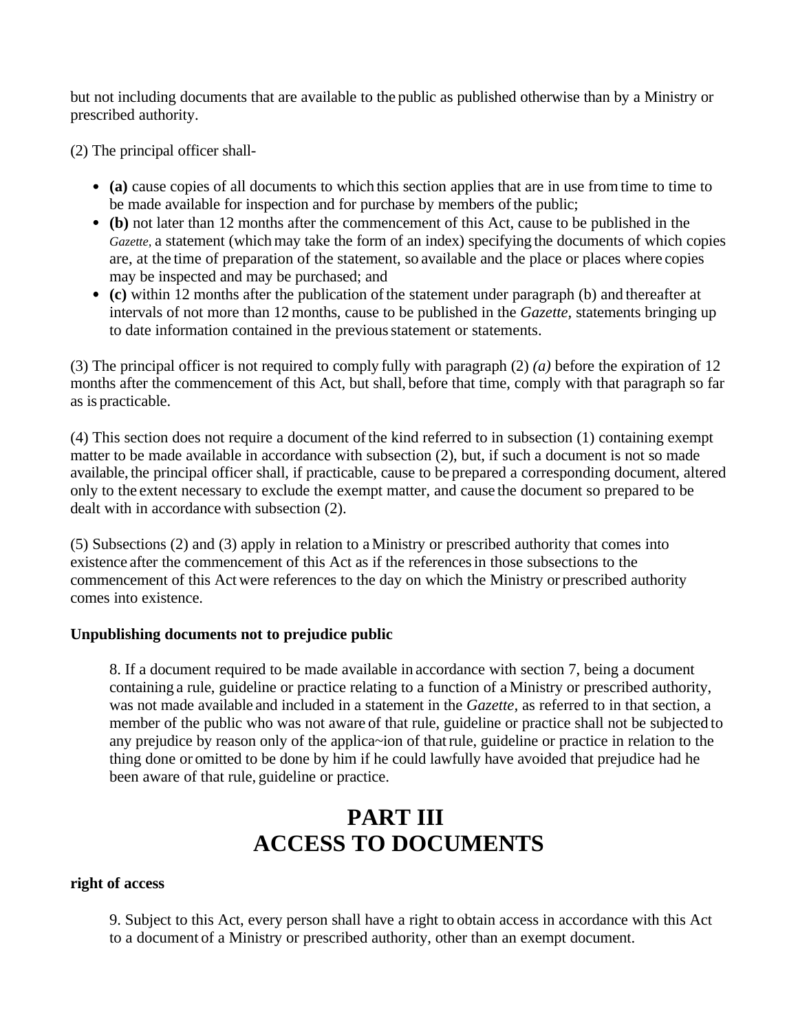but not including documents that are available to the public as published otherwise than by a Ministry or prescribed authority.

(2) The principal officer shall-

- **(a)** cause copies of all documents to which this section applies that are in use from time to time to be made available for inspection and for purchase by members of the public;
- **(b)** not later than 12 months after the commencement of this Act, cause to be published in the *Gazette,* a statement (which may take the form of an index) specifying the documents of which copies are, at the time of preparation of the statement, so available and the place or places where copies may be inspected and may be purchased; and
- **(c)** within 12 months after the publication of the statement under paragraph (b) and thereafter at intervals of not more than 12 months, cause to be published in the *Gazette*, statements bringing up to date information contained in the previous statement or statements.

(3) The principal officer is not required to comply fully with paragraph (2) *(a)* before the expiration of 12 months after the commencement of this Act, but shall, before that time, comply with that paragraph so far as is practicable.

(4) This section does not require a document of the kind referred to in subsection (1) containing exempt matter to be made available in accordance with subsection (2), but, if such a document is not so made available, the principal officer shall, if practicable, cause to be prepared a corresponding document, altered only to the extent necessary to exclude the exempt matter, and cause the document so prepared to be dealt with in accordance with subsection (2).

(5) Subsections (2) and (3) apply in relation to a Ministry or prescribed authority that comes into existence after the commencement of this Act as if the references in those subsections to the commencement of this Act were references to the day on which the Ministry or prescribed authority comes into existence.

**Unpublishing documents not to prejudice public**

8. If a document required to be made available in accordance with section 7, being a document containing a rule, guideline or practice relating to a function of a Ministry or prescribed authority, was not made available and included in a statement in the *Gazette*, as referred to in that section, a member of the public who was not aware of that rule, guideline or practice shall not be subjected to any prejudice by reason only of the applica~ion of that rule, guideline or practice in relation to the thing done or omitted to be done by him if he could lawfully have avoided that prejudice had he been aware of that rule, guideline or practice.

# PART III
# ACCESS TO DOCUMENTS

**right of access**

9. Subject to this Act, every person shall have a right to obtain access in accordance with this Act to a document of a Ministry or prescribed authority, other than an exempt document.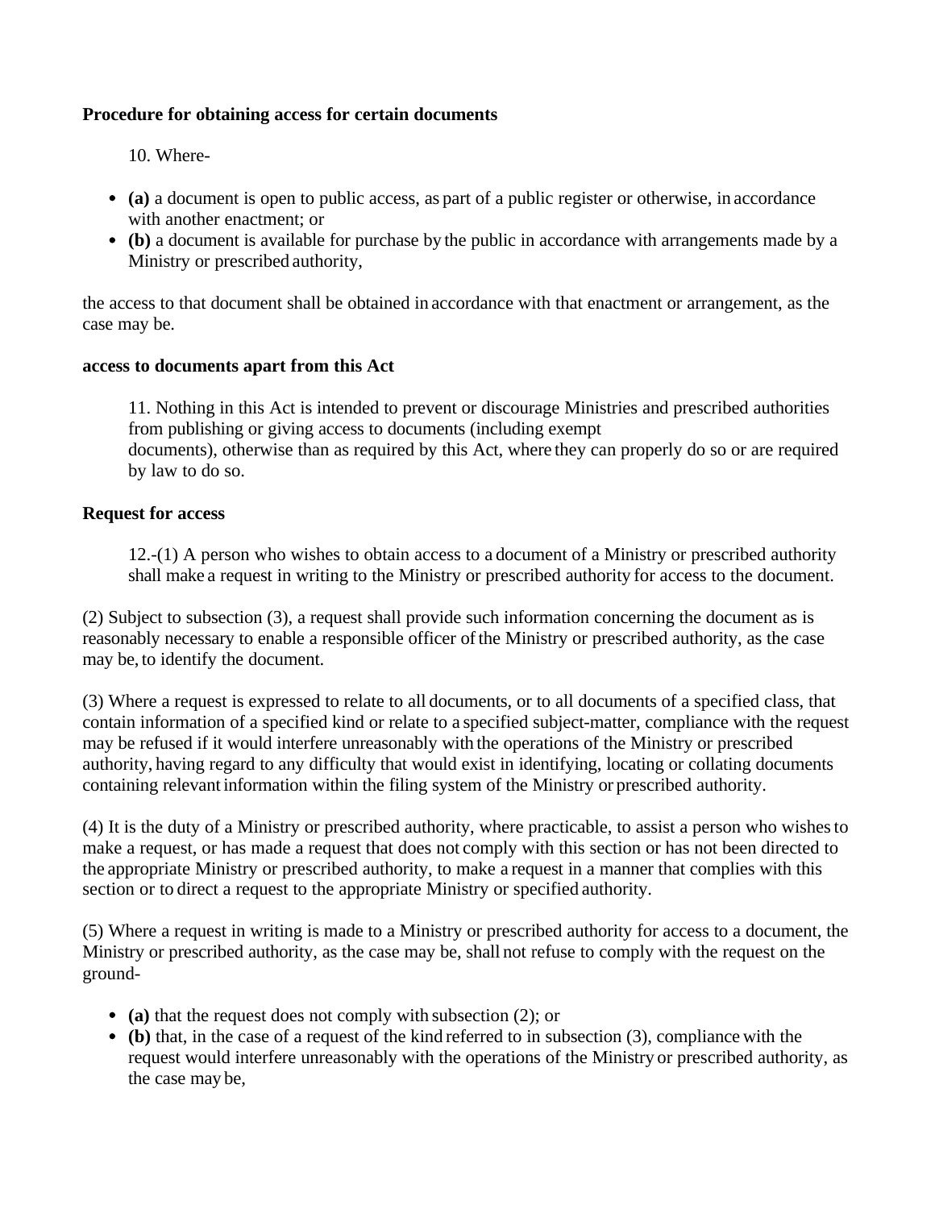**Procedure for obtaining access for certain documents**

10. Where-

- **(a)** a document is open to public access, as part of a public register or otherwise, in accordance with another enactment; or
- **(b)** a document is available for purchase by the public in accordance with arrangements made by a Ministry or prescribed authority,

the access to that document shall be obtained in accordance with that enactment or arrangement, as the case may be.

**access to documents apart from this Act**

11. Nothing in this Act is intended to prevent or discourage Ministries and prescribed authorities from publishing or giving access to documents (including exempt documents), otherwise than as required by this Act, where they can properly do so or are required by law to do so.

**Request for access**

12.-(1) A person who wishes to obtain access to a document of a Ministry or prescribed authority shall make a request in writing to the Ministry or prescribed authority for access to the document.

(2) Subject to subsection (3), a request shall provide such information concerning the document as is reasonably necessary to enable a responsible officer of the Ministry or prescribed authority, as the case may be, to identify the document.

(3) Where a request is expressed to relate to all documents, or to all documents of a specified class, that contain information of a specified kind or relate to a specified subject-matter, compliance with the request may be refused if it would interfere unreasonably with the operations of the Ministry or prescribed authority, having regard to any difficulty that would exist in identifying, locating or collating documents containing relevant information within the filing system of the Ministry or prescribed authority.

(4) It is the duty of a Ministry or prescribed authority, where practicable, to assist a person who wishes to make a request, or has made a request that does not comply with this section or has not been directed to the appropriate Ministry or prescribed authority, to make a request in a manner that complies with this section or to direct a request to the appropriate Ministry or specified authority.

(5) Where a request in writing is made to a Ministry or prescribed authority for access to a document, the Ministry or prescribed authority, as the case may be, shall not refuse to comply with the request on the ground-

- **(a)** that the request does not comply with subsection (2); or
- **(b)** that, in the case of a request of the kind referred to in subsection (3), compliance with the request would interfere unreasonably with the operations of the Ministry or prescribed authority, as the case may be,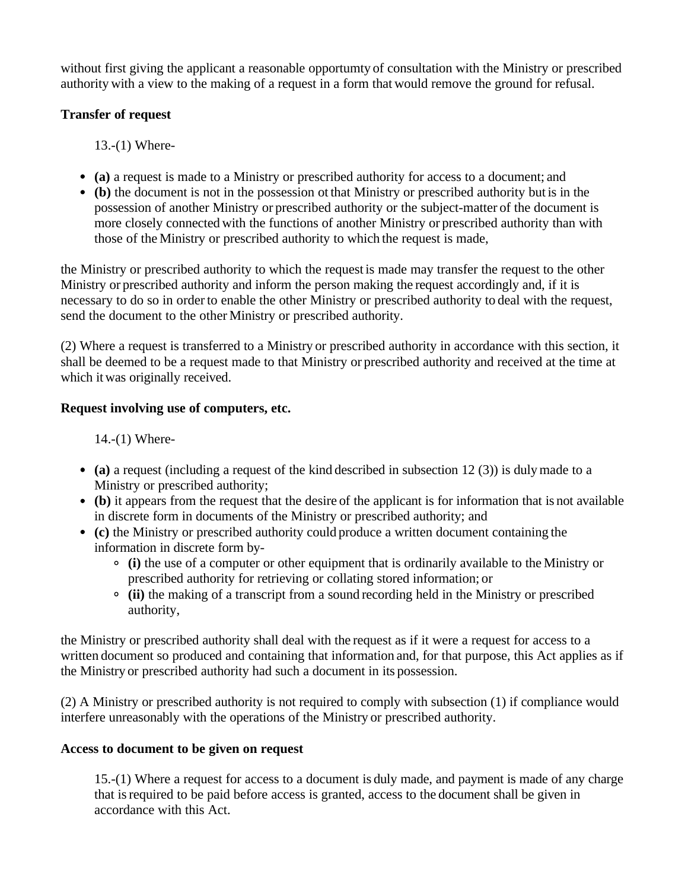without first giving the applicant a reasonable opportumty of consultation with the Ministry or prescribed authority with a view to the making of a request in a form that would remove the ground for refusal.

**Transfer of request**

13.-(1) Where-

- **(a)** a request is made to a Ministry or prescribed authority for access to a document; and
- **(b)** the document is not in the possession ot that Ministry or prescribed authority but is in the possession of another Ministry or prescribed authority or the subject-matter of the document is more closely connected with the functions of another Ministry or prescribed authority than with those of the Ministry or prescribed authority to which the request is made,

the Ministry or prescribed authority to which the request is made may transfer the request to the other Ministry or prescribed authority and inform the person making the request accordingly and, if it is necessary to do so in order to enable the other Ministry or prescribed authority to deal with the request, send the document to the other Ministry or prescribed authority.

(2) Where a request is transferred to a Ministry or prescribed authority in accordance with this section, it shall be deemed to be a request made to that Ministry or prescribed authority and received at the time at which it was originally received.

**Request involving use of computers, etc.**

14.-(1) Where-

- **(a)** a request (including a request of the kind described in subsection 12 (3)) is duly made to a Ministry or prescribed authority;
- **(b)** it appears from the request that the desire of the applicant is for information that is not available in discrete form in documents of the Ministry or prescribed authority; and
- **(c)** the Ministry or prescribed authority could produce a written document containing the information in discrete form by-
  - **(i)** the use of a computer or other equipment that is ordinarily available to the Ministry or prescribed authority for retrieving or collating stored information; or
  - **(ii)** the making of a transcript from a sound recording held in the Ministry or prescribed authority,

the Ministry or prescribed authority shall deal with the request as if it were a request for access to a written document so produced and containing that information and, for that purpose, this Act applies as if the Ministry or prescribed authority had such a document in its possession.

(2) A Ministry or prescribed authority is not required to comply with subsection (1) if compliance would interfere unreasonably with the operations of the Ministry or prescribed authority.

**Access to document to be given on request**

15.-(1) Where a request for access to a document is duly made, and payment is made of any charge that is required to be paid before access is granted, access to the document shall be given in accordance with this Act.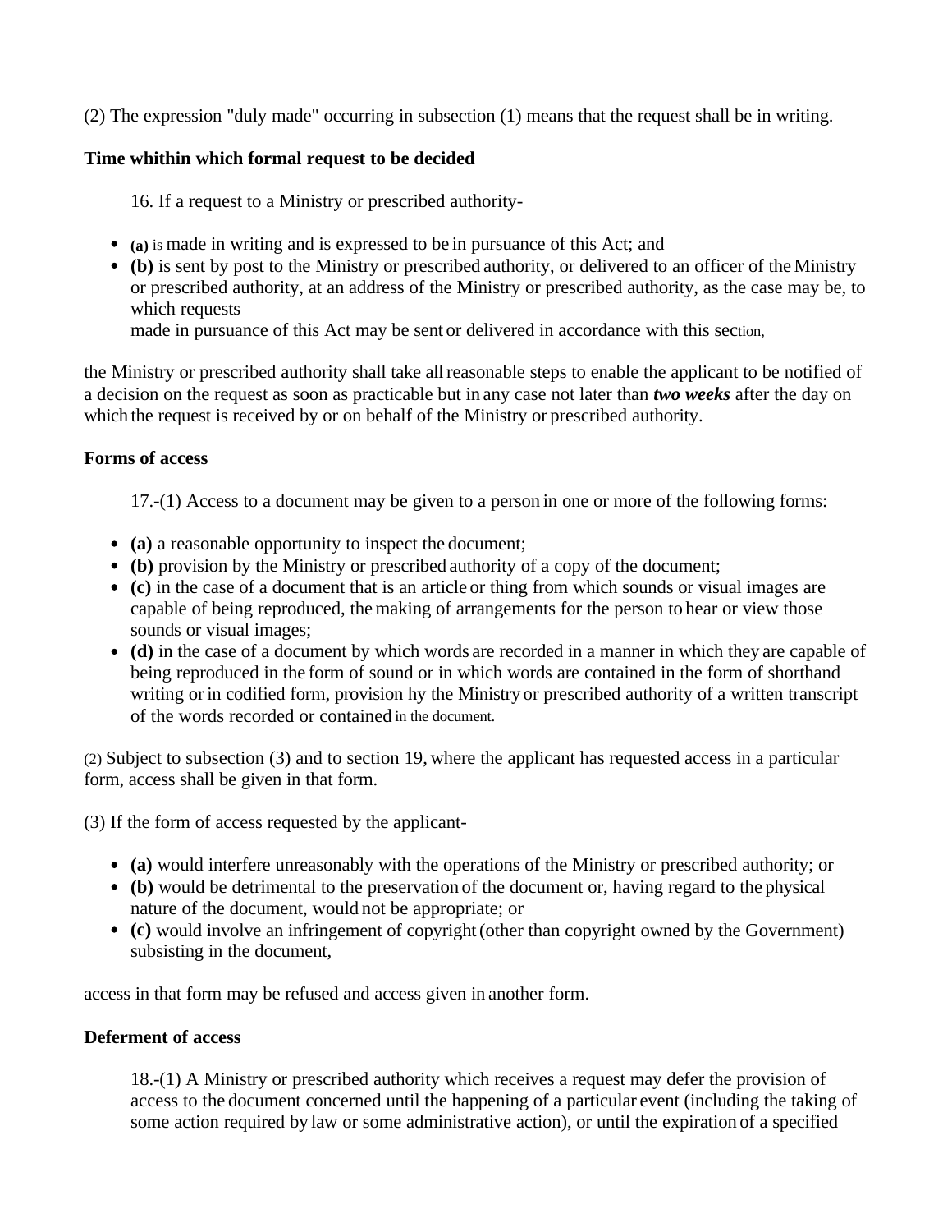(2) The expression "duly made" occurring in subsection (1) means that the request shall be in writing.

**Time whithin which formal request to be decided**

16. If a request to a Ministry or prescribed authority-

- **(a)** is made in writing and is expressed to be in pursuance of this Act; and
- **(b)** is sent by post to the Ministry or prescribed authority, or delivered to an officer of the Ministry or prescribed authority, at an address of the Ministry or prescribed authority, as the case may be, to which requests made in pursuance of this Act may be sent or delivered in accordance with this section,

the Ministry or prescribed authority shall take all reasonable steps to enable the applicant to be notified of a decision on the request as soon as practicable but in any case not later than ***two weeks*** after the day on which the request is received by or on behalf of the Ministry or prescribed authority.

**Forms of access**

17.-(1) Access to a document may be given to a person in one or more of the following forms:

- **(a)** a reasonable opportunity to inspect the document;
- **(b)** provision by the Ministry or prescribed authority of a copy of the document;
- **(c)** in the case of a document that is an article or thing from which sounds or visual images are capable of being reproduced, the making of arrangements for the person to hear or view those sounds or visual images;
- **(d)** in the case of a document by which words are recorded in a manner in which they are capable of being reproduced in the form of sound or in which words are contained in the form of shorthand writing or in codified form, provision hy the Ministry or prescribed authority of a written transcript of the words recorded or contained in the document.

(2) Subject to subsection (3) and to section 19, where the applicant has requested access in a particular form, access shall be given in that form.

(3) If the form of access requested by the applicant-

- **(a)** would interfere unreasonably with the operations of the Ministry or prescribed authority; or
- **(b)** would be detrimental to the preservation of the document or, having regard to the physical nature of the document, would not be appropriate; or
- **(c)** would involve an infringement of copyright (other than copyright owned by the Government) subsisting in the document,

access in that form may be refused and access given in another form.

**Deferment of access**

18.-(1) A Ministry or prescribed authority which receives a request may defer the provision of access to the document concerned until the happening of a particular event (including the taking of some action required by law or some administrative action), or until the expiration of a specified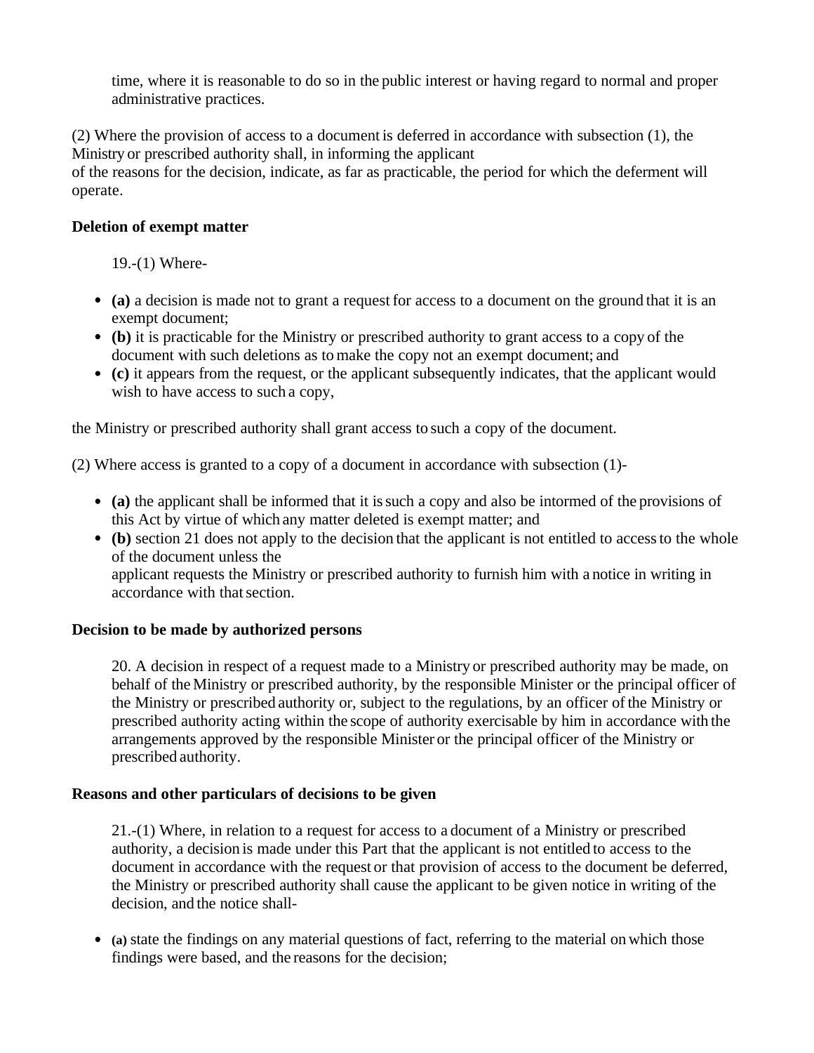time, where it is reasonable to do so in the public interest or having regard to normal and proper administrative practices.

(2) Where the provision of access to a document is deferred in accordance with subsection (1), the Ministry or prescribed authority shall, in informing the applicant of the reasons for the decision, indicate, as far as practicable, the period for which the deferment will operate.

**Deletion of exempt matter**

19.-(1) Where-

- **(a)** a decision is made not to grant a request for access to a document on the ground that it is an exempt document;
- **(b)** it is practicable for the Ministry or prescribed authority to grant access to a copy of the document with such deletions as to make the copy not an exempt document; and
- **(c)** it appears from the request, or the applicant subsequently indicates, that the applicant would wish to have access to such a copy,

the Ministry or prescribed authority shall grant access to such a copy of the document.

(2) Where access is granted to a copy of a document in accordance with subsection (1)-

- **(a)** the applicant shall be informed that it is such a copy and also be intormed of the provisions of this Act by virtue of which any matter deleted is exempt matter; and
- **(b)** section 21 does not apply to the decision that the applicant is not entitled to access to the whole of the document unless the applicant requests the Ministry or prescribed authority to furnish him with a notice in writing in accordance with that section.

**Decision to be made by authorized persons**

20. A decision in respect of a request made to a Ministry or prescribed authority may be made, on behalf of the Ministry or prescribed authority, by the responsible Minister or the principal officer of the Ministry or prescribed authority or, subject to the regulations, by an officer of the Ministry or prescribed authority acting within the scope of authority exercisable by him in accordance with the arrangements approved by the responsible Minister or the principal officer of the Ministry or prescribed authority.

**Reasons and other particulars of decisions to be given**

21.-(1) Where, in relation to a request for access to a document of a Ministry or prescribed authority, a decision is made under this Part that the applicant is not entitled to access to the document in accordance with the request or that provision of access to the document be deferred, the Ministry or prescribed authority shall cause the applicant to be given notice in writing of the decision, and the notice shall-

- **(a)** state the findings on any material questions of fact, referring to the material on which those findings were based, and the reasons for the decision;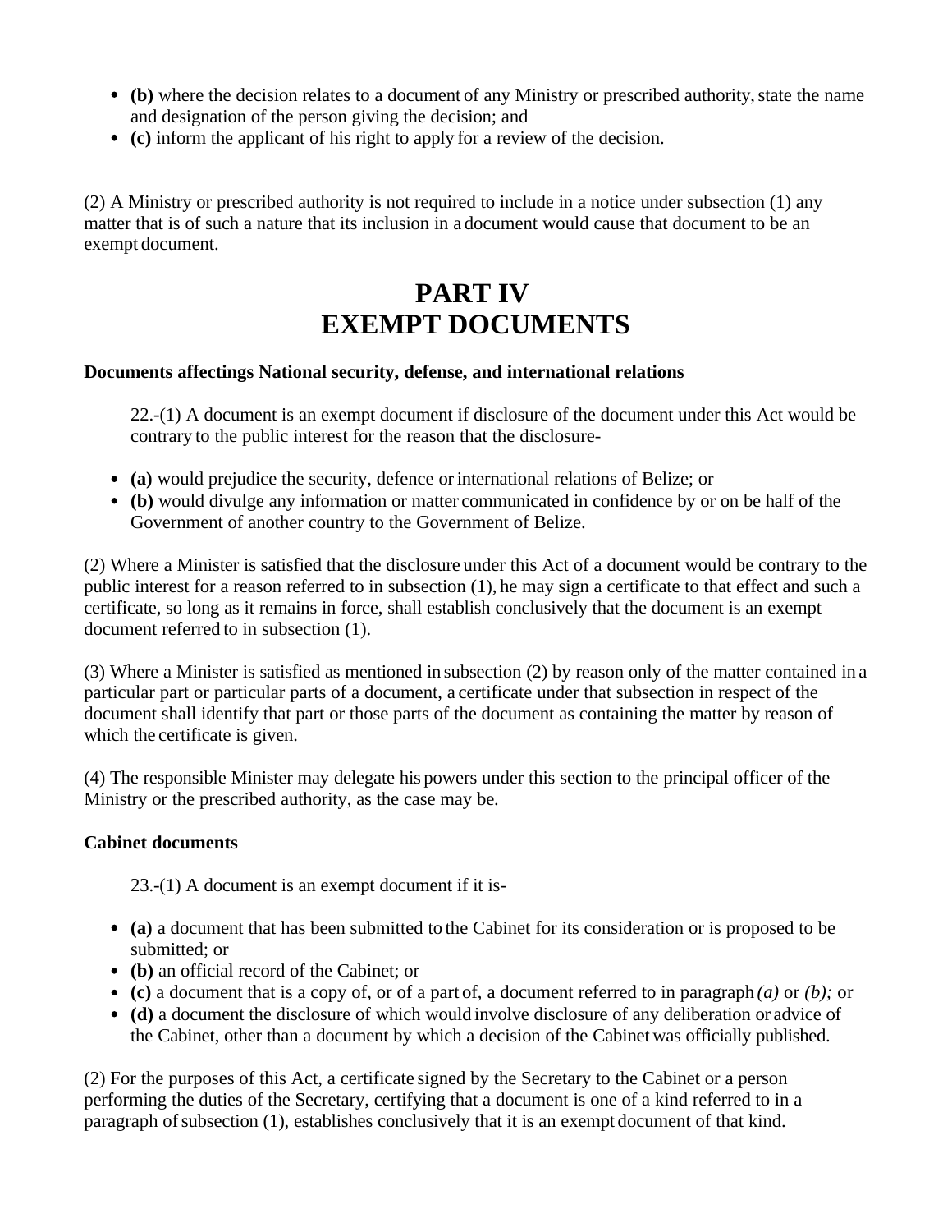- **(b)** where the decision relates to a document of any Ministry or prescribed authority, state the name and designation of the person giving the decision; and
- **(c)** inform the applicant of his right to apply for a review of the decision.

(2) A Ministry or prescribed authority is not required to include in a notice under subsection (1) any matter that is of such a nature that its inclusion in a document would cause that document to be an exempt document.

# PART IV
# EXEMPT DOCUMENTS

**Documents affectings National security, defense, and international relations**

22.-(1) A document is an exempt document if disclosure of the document under this Act would be contrary to the public interest for the reason that the disclosure-

- **(a)** would prejudice the security, defence or international relations of Belize; or
- **(b)** would divulge any information or matter communicated in confidence by or on be half of the Government of another country to the Government of Belize.

(2) Where a Minister is satisfied that the disclosure under this Act of a document would be contrary to the public interest for a reason referred to in subsection (1), he may sign a certificate to that effect and such a certificate, so long as it remains in force, shall establish conclusively that the document is an exempt document referred to in subsection (1).

(3) Where a Minister is satisfied as mentioned in subsection (2) by reason only of the matter contained in a particular part or particular parts of a document, a certificate under that subsection in respect of the document shall identify that part or those parts of the document as containing the matter by reason of which the certificate is given.

(4) The responsible Minister may delegate his powers under this section to the principal officer of the Ministry or the prescribed authority, as the case may be.

**Cabinet documents**

23.-(1) A document is an exempt document if it is-

- **(a)** a document that has been submitted to the Cabinet for its consideration or is proposed to be submitted; or
- **(b)** an official record of the Cabinet; or
- **(c)** a document that is a copy of, or of a part of, a document referred to in paragraph *(a)* or *(b);* or
- **(d)** a document the disclosure of which would involve disclosure of any deliberation or advice of the Cabinet, other than a document by which a decision of the Cabinet was officially published.

(2) For the purposes of this Act, a certificate signed by the Secretary to the Cabinet or a person performing the duties of the Secretary, certifying that a document is one of a kind referred to in a paragraph of subsection (1), establishes conclusively that it is an exempt document of that kind.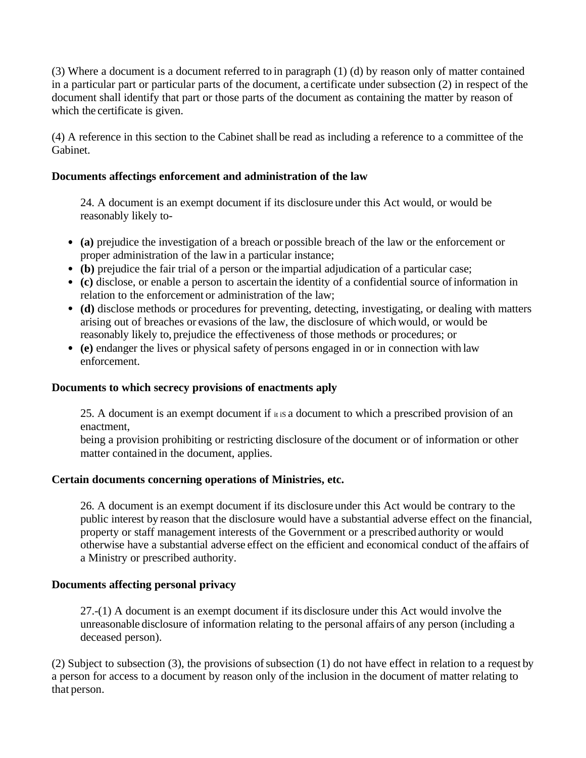(3) Where a document is a document referred to in paragraph (1) (d) by reason only of matter contained in a particular part or particular parts of the document, a certificate under subsection (2) in respect of the document shall identify that part or those parts of the document as containing the matter by reason of which the certificate is given.

(4) A reference in this section to the Cabinet shall be read as including a reference to a committee of the Gabinet.

**Documents affectings enforcement and administration of the law**

24. A document is an exempt document if its disclosure under this Act would, or would be reasonably likely to-

- **(a)** prejudice the investigation of a breach or possible breach of the law or the enforcement or proper administration of the law in a particular instance;
- **(b)** prejudice the fair trial of a person or the impartial adjudication of a particular case;
- **(c)** disclose, or enable a person to ascertain the identity of a confidential source of information in relation to the enforcement or administration of the law;
- **(d)** disclose methods or procedures for preventing, detecting, investigating, or dealing with matters arising out of breaches or evasions of the law, the disclosure of which would, or would be reasonably likely to, prejudice the effectiveness of those methods or procedures; or
- **(e)** endanger the lives or physical safety of persons engaged in or in connection with law enforcement.

**Documents to which secrecy provisions of enactments aply**

25. A document is an exempt document if it is a document to which a prescribed provision of an enactment,
being a provision prohibiting or restricting disclosure of the document or of information or other matter contained in the document, applies.

**Certain documents concerning operations of Ministries, etc.**

26. A document is an exempt document if its disclosure under this Act would be contrary to the public interest by reason that the disclosure would have a substantial adverse effect on the financial, property or staff management interests of the Government or a prescribed authority or would otherwise have a substantial adverse effect on the efficient and economical conduct of the affairs of a Ministry or prescribed authority.

**Documents affecting personal privacy**

27.-(1) A document is an exempt document if its disclosure under this Act would involve the unreasonable disclosure of information relating to the personal affairs of any person (including a deceased person).

(2) Subject to subsection (3), the provisions of subsection (1) do not have effect in relation to a request by a person for access to a document by reason only of the inclusion in the document of matter relating to that person.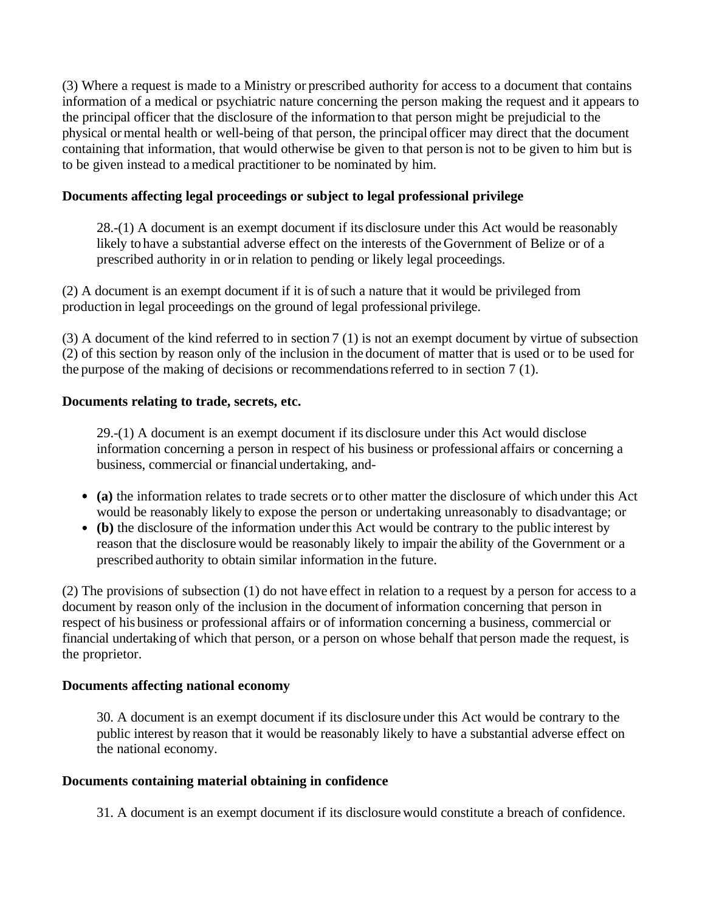(3) Where a request is made to a Ministry or prescribed authority for access to a document that contains information of a medical or psychiatric nature concerning the person making the request and it appears to the principal officer that the disclosure of the information to that person might be prejudicial to the physical or mental health or well-being of that person, the principal officer may direct that the document containing that information, that would otherwise be given to that person is not to be given to him but is to be given instead to a medical practitioner to be nominated by him.

**Documents affecting legal proceedings or subject to legal professional privilege**

28.-(1) A document is an exempt document if its disclosure under this Act would be reasonably likely to have a substantial adverse effect on the interests of the Government of Belize or of a prescribed authority in or in relation to pending or likely legal proceedings.

(2) A document is an exempt document if it is of such a nature that it would be privileged from production in legal proceedings on the ground of legal professional privilege.

(3) A document of the kind referred to in section 7 (1) is not an exempt document by virtue of subsection (2) of this section by reason only of the inclusion in the document of matter that is used or to be used for the purpose of the making of decisions or recommendations referred to in section 7 (1).

**Documents relating to trade, secrets, etc.**

29.-(1) A document is an exempt document if its disclosure under this Act would disclose information concerning a person in respect of his business or professional affairs or concerning a business, commercial or financial undertaking, and-

- **(a)** the information relates to trade secrets or to other matter the disclosure of which under this Act would be reasonably likely to expose the person or undertaking unreasonably to disadvantage; or
- **(b)** the disclosure of the information under this Act would be contrary to the public interest by reason that the disclosure would be reasonably likely to impair the ability of the Government or a prescribed authority to obtain similar information in the future.

(2) The provisions of subsection (1) do not have effect in relation to a request by a person for access to a document by reason only of the inclusion in the document of information concerning that person in respect of his business or professional affairs or of information concerning a business, commercial or financial undertaking of which that person, or a person on whose behalf that person made the request, is the proprietor.

**Documents affecting national economy**

30. A document is an exempt document if its disclosure under this Act would be contrary to the public interest by reason that it would be reasonably likely to have a substantial adverse effect on the national economy.

**Documents containing material obtaining in confidence**

31. A document is an exempt document if its disclosure would constitute a breach of confidence.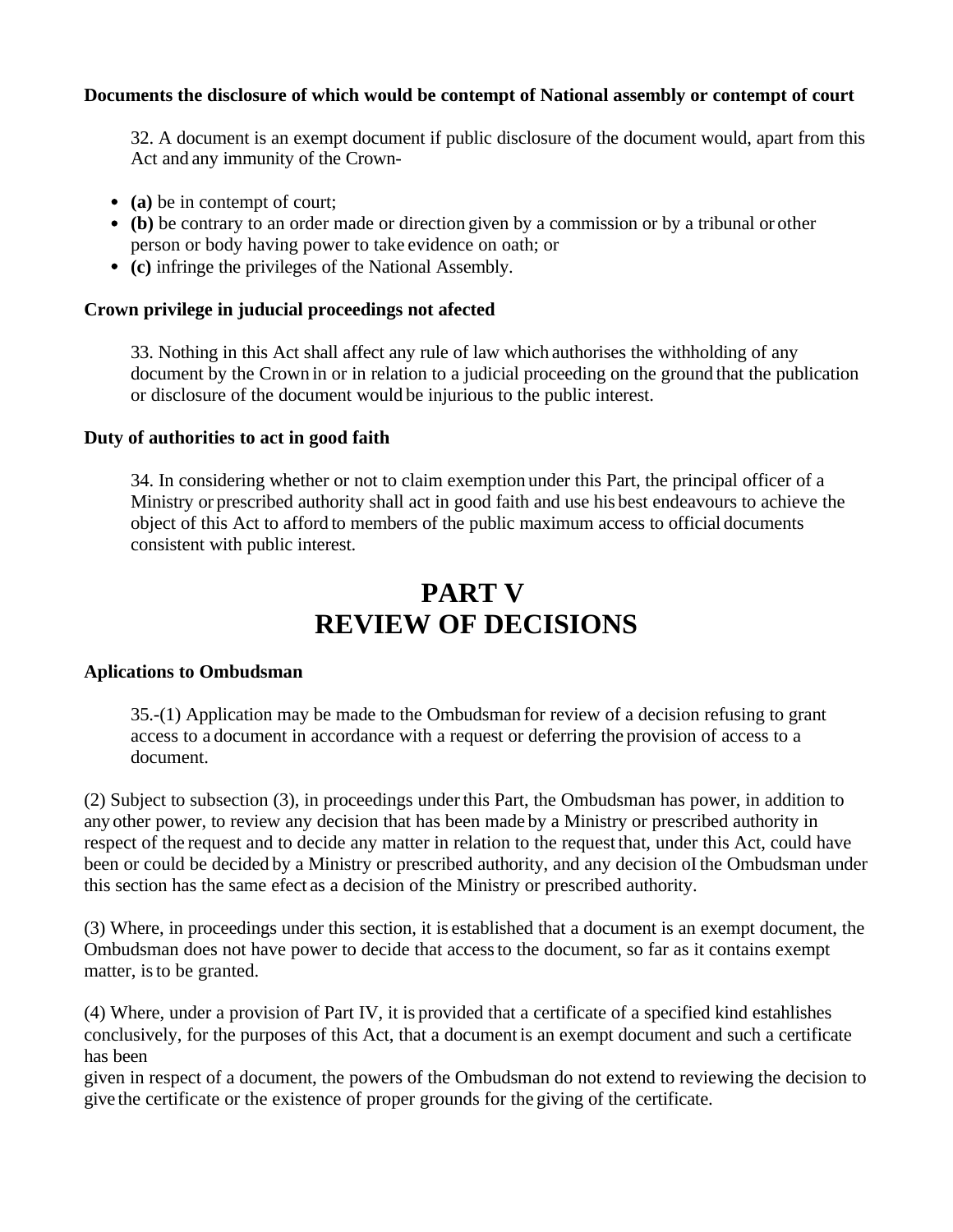**Documents the disclosure of which would be contempt of National assembly or contempt of court**

32. A document is an exempt document if public disclosure of the document would, apart from this Act and any immunity of the Crown-

- **(a)** be in contempt of court;
- **(b)** be contrary to an order made or direction given by a commission or by a tribunal or other person or body having power to take evidence on oath; or
- **(c)** infringe the privileges of the National Assembly.

**Crown privilege in juducial proceedings not afected**

33. Nothing in this Act shall affect any rule of law which authorises the withholding of any document by the Crown in or in relation to a judicial proceeding on the ground that the publication or disclosure of the document would be injurious to the public interest.

**Duty of authorities to act in good faith**

34. In considering whether or not to claim exemption under this Part, the principal officer of a Ministry or prescribed authority shall act in good faith and use his best endeavours to achieve the object of this Act to afford to members of the public maximum access to official documents consistent with public interest.

# PART V
# REVIEW OF DECISIONS

**Aplications to Ombudsman**

35.-(1) Application may be made to the Ombudsman for review of a decision refusing to grant access to a document in accordance with a request or deferring the provision of access to a document.

(2) Subject to subsection (3), in proceedings under this Part, the Ombudsman has power, in addition to any other power, to review any decision that has been made by a Ministry or prescribed authority in respect of the request and to decide any matter in relation to the request that, under this Act, could have been or could be decided by a Ministry or prescribed authority, and any decision oI the Ombudsman under this section has the same efect as a decision of the Ministry or prescribed authority.

(3) Where, in proceedings under this section, it is established that a document is an exempt document, the Ombudsman does not have power to decide that access to the document, so far as it contains exempt matter, is to be granted.

(4) Where, under a provision of Part IV, it is provided that a certificate of a specified kind estahlishes conclusively, for the purposes of this Act, that a document is an exempt document and such a certificate has been given in respect of a document, the powers of the Ombudsman do not extend to reviewing the decision to give the certificate or the existence of proper grounds for the giving of the certificate.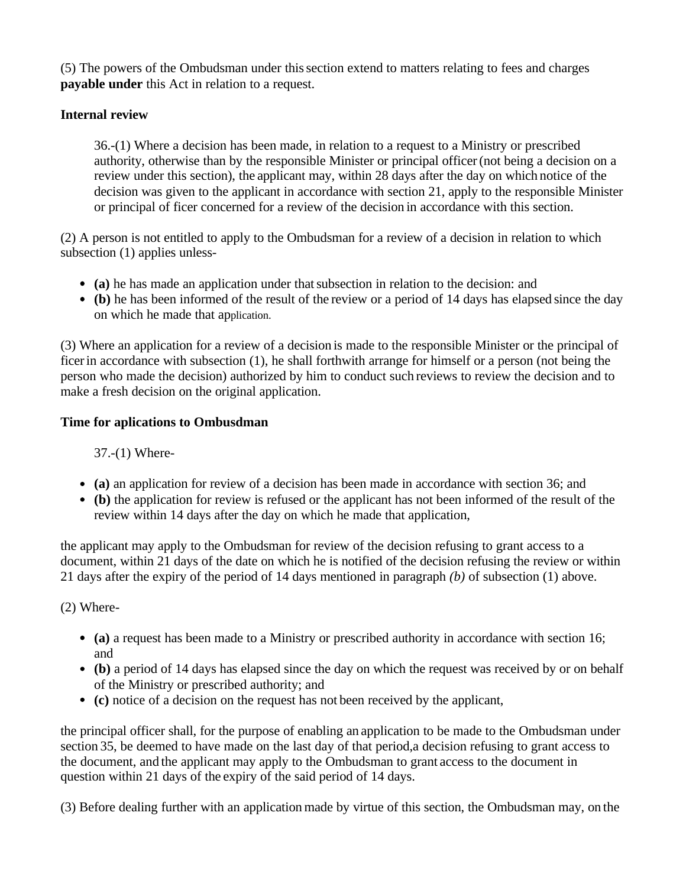(5) The powers of the Ombudsman under this section extend to matters relating to fees and charges **payable under** this Act in relation to a request.

**Internal review**

36.-(1) Where a decision has been made, in relation to a request to a Ministry or prescribed authority, otherwise than by the responsible Minister or principal officer (not being a decision on a review under this section), the applicant may, within 28 days after the day on which notice of the decision was given to the applicant in accordance with section 21, apply to the responsible Minister or principal of ficer concerned for a review of the decision in accordance with this section.

(2) A person is not entitled to apply to the Ombudsman for a review of a decision in relation to which subsection (1) applies unless-

- **(a)** he has made an application under that subsection in relation to the decision: and
- **(b)** he has been informed of the result of the review or a period of 14 days has elapsed since the day on which he made that application.

(3) Where an application for a review of a decision is made to the responsible Minister or the principal of ficer in accordance with subsection (1), he shall forthwith arrange for himself or a person (not being the person who made the decision) authorized by him to conduct such reviews to review the decision and to make a fresh decision on the original application.

**Time for aplications to Ombusdman**

37.-(1) Where-

- **(a)** an application for review of a decision has been made in accordance with section 36; and
- **(b)** the application for review is refused or the applicant has not been informed of the result of the review within 14 days after the day on which he made that application,

the applicant may apply to the Ombudsman for review of the decision refusing to grant access to a document, within 21 days of the date on which he is notified of the decision refusing the review or within 21 days after the expiry of the period of 14 days mentioned in paragraph *(b)* of subsection (1) above.

(2) Where-

- **(a)** a request has been made to a Ministry or prescribed authority in accordance with section 16; and
- **(b)** a period of 14 days has elapsed since the day on which the request was received by or on behalf of the Ministry or prescribed authority; and
- **(c)** notice of a decision on the request has not been received by the applicant,

the principal officer shall, for the purpose of enabling an application to be made to the Ombudsman under section 35, be deemed to have made on the last day of that period,a decision refusing to grant access to the document, and the applicant may apply to the Ombudsman to grant access to the document in question within 21 days of the expiry of the said period of 14 days.

(3) Before dealing further with an application made by virtue of this section, the Ombudsman may, on the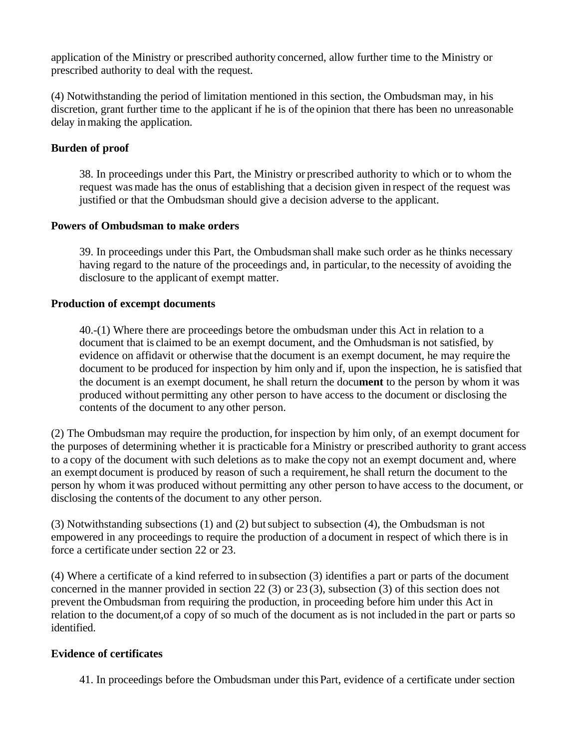application of the Ministry or prescribed authority concerned, allow further time to the Ministry or prescribed authority to deal with the request.

(4) Notwithstanding the period of limitation mentioned in this section, the Ombudsman may, in his discretion, grant further time to the applicant if he is of the opinion that there has been no unreasonable delay in making the application.

**Burden of proof**

38. In proceedings under this Part, the Ministry or prescribed authority to which or to whom the request was made has the onus of establishing that a decision given in respect of the request was justified or that the Ombudsman should give a decision adverse to the applicant.

**Powers of Ombudsman to make orders**

39. In proceedings under this Part, the Ombudsman shall make such order as he thinks necessary having regard to the nature of the proceedings and, in particular, to the necessity of avoiding the disclosure to the applicant of exempt matter.

**Production of excempt documents**

40.-(1) Where there are proceedings betore the ombudsman under this Act in relation to a document that is claimed to be an exempt document, and the Omhudsman is not satisfied, by evidence on affidavit or otherwise that the document is an exempt document, he may require the document to be produced for inspection by him only and if, upon the inspection, he is satisfied that the document is an exempt document, he shall return the docu**ment** to the person by whom it was produced without permitting any other person to have access to the document or disclosing the contents of the document to any other person.

(2) The Ombudsman may require the production, for inspection by him only, of an exempt document for the purposes of determining whether it is practicable for a Ministry or prescribed authority to grant access to a copy of the document with such deletions as to make the copy not an exempt document and, where an exempt document is produced by reason of such a requirement, he shall return the document to the person hy whom it was produced without permitting any other person to have access to the document, or disclosing the contents of the document to any other person.

(3) Notwithstanding subsections (1) and (2) but subject to subsection (4), the Ombudsman is not empowered in any proceedings to require the production of a document in respect of which there is in force a certificate under section 22 or 23.

(4) Where a certificate of a kind referred to in subsection (3) identifies a part or parts of the document concerned in the manner provided in section 22 (3) or 23 (3), subsection (3) of this section does not prevent the Ombudsman from requiring the production, in proceeding before him under this Act in relation to the document,of a copy of so much of the document as is not included in the part or parts so identified.

**Evidence of certificates**

41. In proceedings before the Ombudsman under this Part, evidence of a certificate under section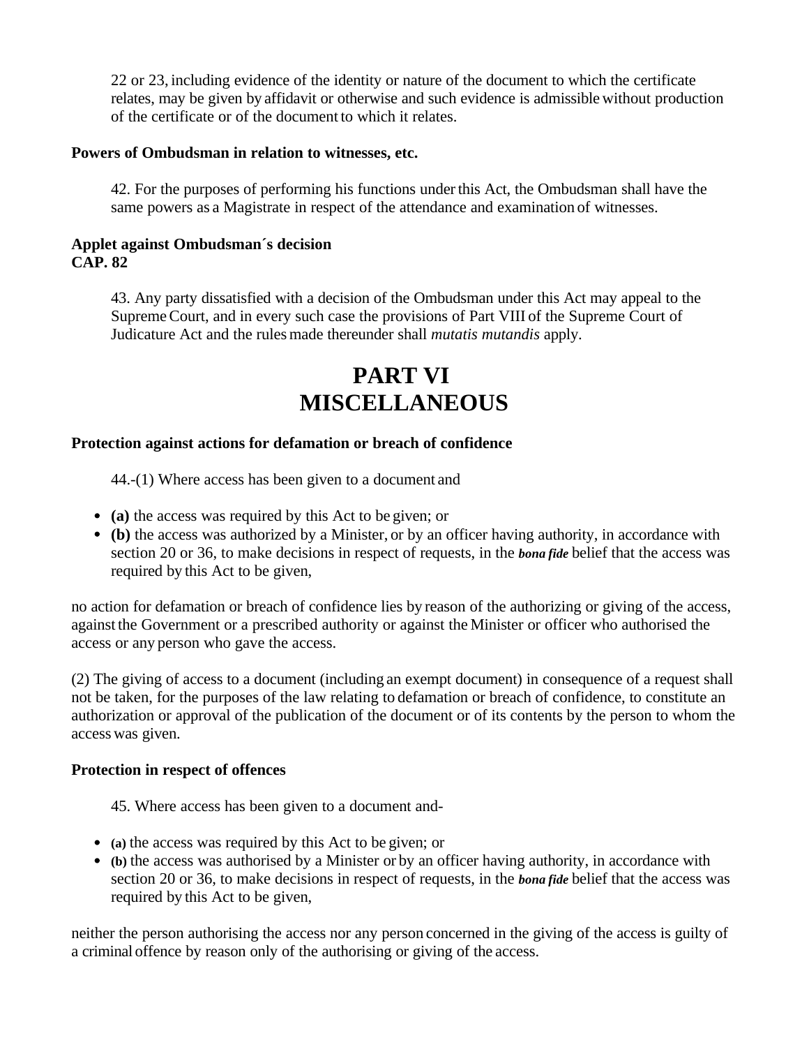22 or 23, including evidence of the identity or nature of the document to which the certificate relates, may be given by affidavit or otherwise and such evidence is admissible without production of the certificate or of the document to which it relates.

**Powers of Ombudsman in relation to witnesses, etc.**

42. For the purposes of performing his functions under this Act, the Ombudsman shall have the same powers as a Magistrate in respect of the attendance and examination of witnesses.

**Applet against Ombudsman´s decision**
**CAP. 82**

43. Any party dissatisfied with a decision of the Ombudsman under this Act may appeal to the Supreme Court, and in every such case the provisions of Part VIII of the Supreme Court of Judicature Act and the rules made thereunder shall *mutatis mutandis* apply.

# PART VI
# MISCELLANEOUS

**Protection against actions for defamation or breach of confidence**

44.-(1) Where access has been given to a document and

- **(a)** the access was required by this Act to be given; or
- **(b)** the access was authorized by a Minister, or by an officer having authority, in accordance with section 20 or 36, to make decisions in respect of requests, in the ***bona fide*** belief that the access was required by this Act to be given,

no action for defamation or breach of confidence lies by reason of the authorizing or giving of the access, against the Government or a prescribed authority or against the Minister or officer who authorised the access or any person who gave the access.

(2) The giving of access to a document (including an exempt document) in consequence of a request shall not be taken, for the purposes of the law relating to defamation or breach of confidence, to constitute an authorization or approval of the publication of the document or of its contents by the person to whom the access was given.

**Protection in respect of offences**

45. Where access has been given to a document and-

- **(a)** the access was required by this Act to be given; or
- **(b)** the access was authorised by a Minister or by an officer having authority, in accordance with section 20 or 36, to make decisions in respect of requests, in the ***bona fide*** belief that the access was required by this Act to be given,

neither the person authorising the access nor any person concerned in the giving of the access is guilty of a criminal offence by reason only of the authorising or giving of the access.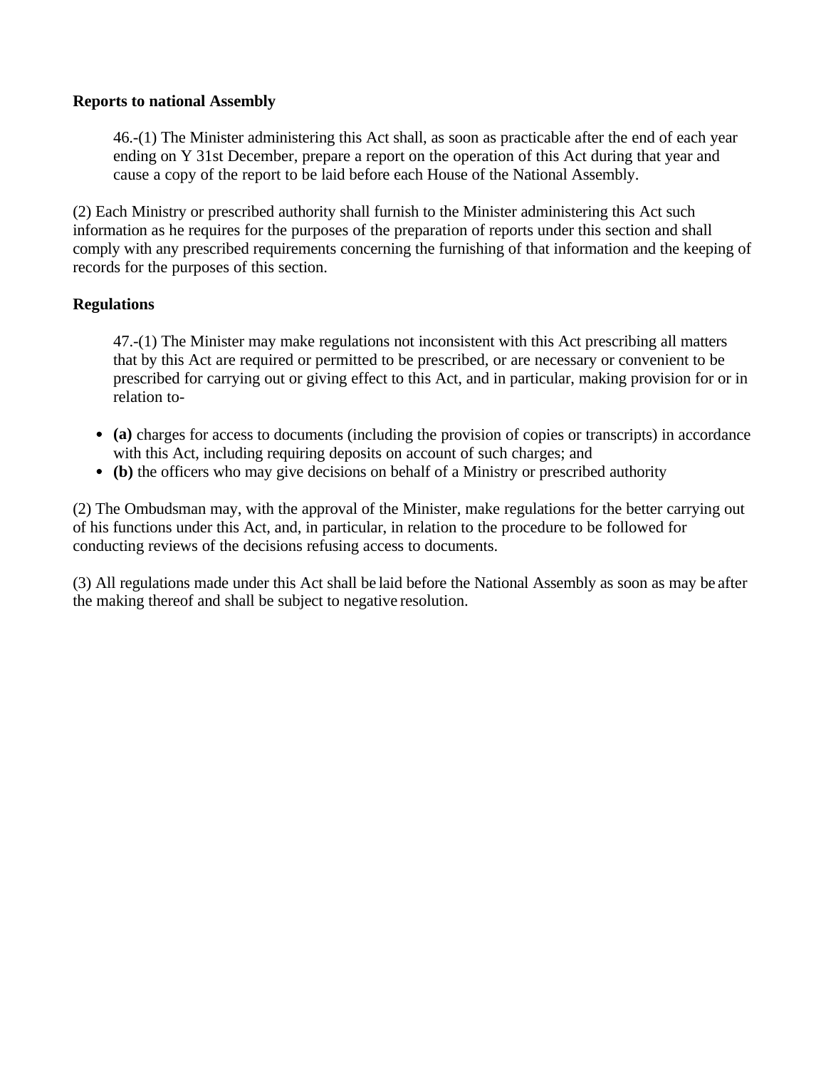**Reports to national Assembly**

46.-(1) The Minister administering this Act shall, as soon as practicable after the end of each year ending on Y 31st December, prepare a report on the operation of this Act during that year and cause a copy of the report to be laid before each House of the National Assembly.

(2) Each Ministry or prescribed authority shall furnish to the Minister administering this Act such information as he requires for the purposes of the preparation of reports under this section and shall comply with any prescribed requirements concerning the furnishing of that information and the keeping of records for the purposes of this section.

**Regulations**

47.-(1) The Minister may make regulations not inconsistent with this Act prescribing all matters that by this Act are required or permitted to be prescribed, or are necessary or convenient to be prescribed for carrying out or giving effect to this Act, and in particular, making provision for or in relation to-

- **(a)** charges for access to documents (including the provision of copies or transcripts) in accordance with this Act, including requiring deposits on account of such charges; and
- **(b)** the officers who may give decisions on behalf of a Ministry or prescribed authority

(2) The Ombudsman may, with the approval of the Minister, make regulations for the better carrying out of his functions under this Act, and, in particular, in relation to the procedure to be followed for conducting reviews of the decisions refusing access to documents.

(3) All regulations made under this Act shall be laid before the National Assembly as soon as may be after the making thereof and shall be subject to negative resolution.